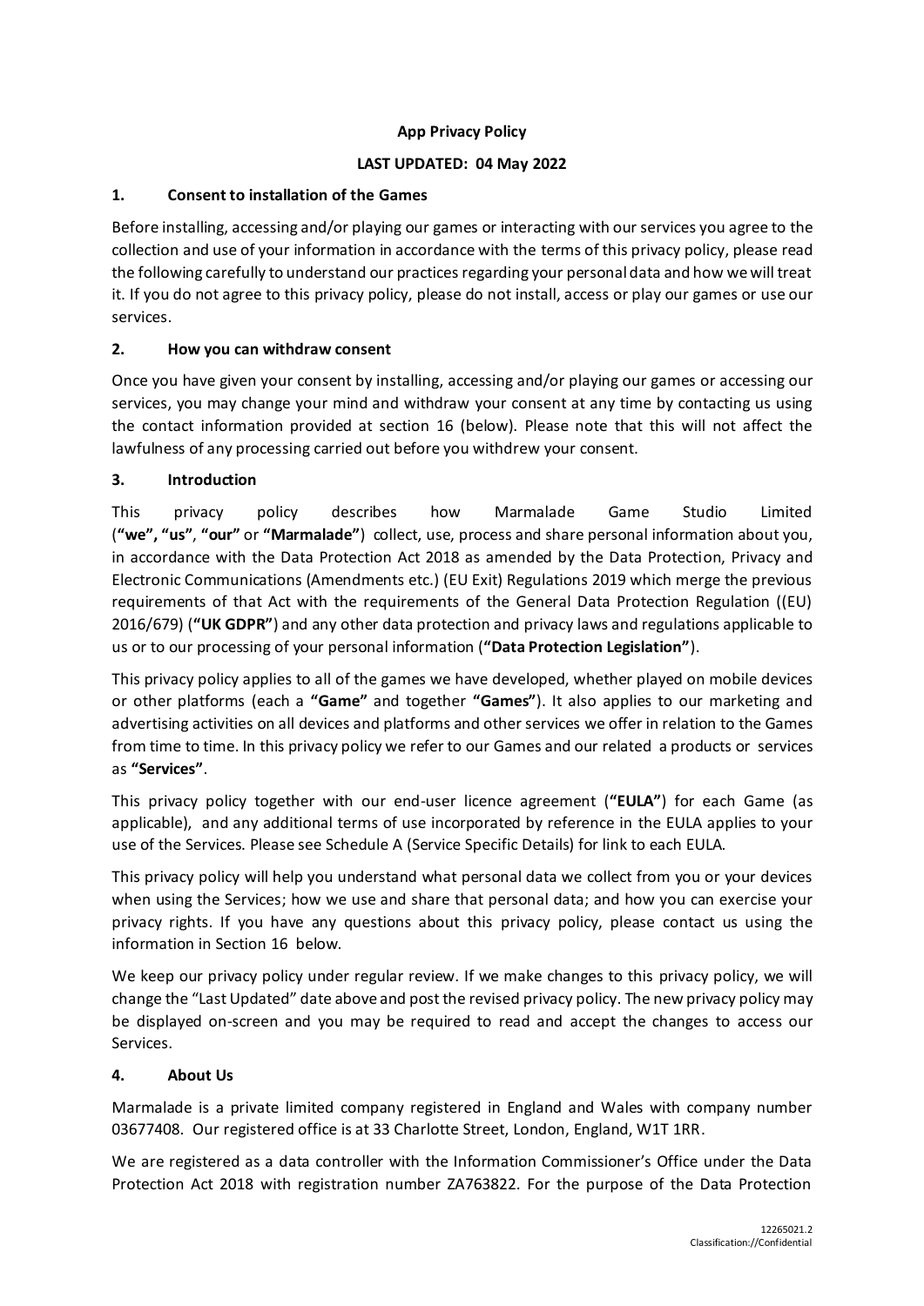# App Privacy Policy

**LAST UPDATED: 04 May 2022**

## 1. Consent to installation of the Games

Before installing, accessing and/or playing our games or interacting with our services you agree to the collection and use of your information in accordance with the terms of this privacy policy, please read the following carefully to understand our practices regarding your personal data and how we will treat it. If you do not agree to this privacy policy, please do not install, access or play our games or use our services.

## 2. How you can withdraw consent

Once you have given your consent by installing, accessing and/or playing our games or accessing our services, you may change your mind and withdraw your consent at any time by contacting us using the contact information provided at section 16 (below). Please note that this will not affect the lawfulness of any processing carried out before you withdrew your consent.

## 3. Introduction

This privacy policy describes how Marmalade Game Studio Limited (**"we", "us"**, **"our"** or **"Marmalade"**) collect, use, process and share personal information about you, in accordance with the Data Protection Act 2018 as amended by the Data Protection, Privacy and Electronic Communications (Amendments etc.) (EU Exit) Regulations 2019 which merge the previous requirements of that Act with the requirements of the General Data Protection Regulation ((EU) 2016/679) (**"UK GDPR"**) and any other data protection and privacy laws and regulations applicable to us or to our processing of your personal information (**"Data Protection Legislation"**).

This privacy policy applies to all of the games we have developed, whether played on mobile devices or other platforms (each a **"Game"** and together **"Games"**). It also applies to our marketing and advertising activities on all devices and platforms and other services we offer in relation to the Games from time to time. In this privacy policy we refer to our Games and our related a products or services as **"Services"**.

This privacy policy together with our end-user licence agreement (**"EULA"**) for each Game (as applicable), and any additional terms of use incorporated by reference in the EULA applies to your use of the Services. Please see Schedule A (Service Specific Details) for link to each EULA.

This privacy policy will help you understand what personal data we collect from you or your devices when using the Services; how we use and share that personal data; and how you can exercise your privacy rights. If you have any questions about this privacy policy, please contact us using the information in Section 16 below.

We keep our privacy policy under regular review. If we make changes to this privacy policy, we will change the "Last Updated" date above and post the revised privacy policy. The new privacy policy may be displayed on-screen and you may be required to read and accept the changes to access our Services.

## 4. About Us

Marmalade is a private limited company registered in England and Wales with company number 03677408. Our registered office is at 33 Charlotte Street, London, England, W1T 1RR.

We are registered as a data controller with the Information Commissioner's Office under the Data Protection Act 2018 with registration number ZA763822. For the purpose of the Data Protection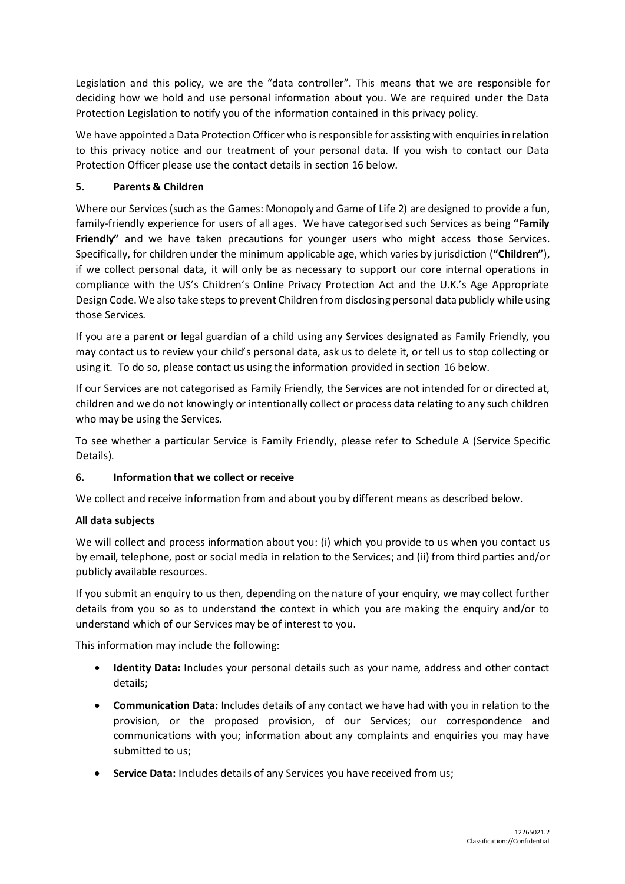Legislation and this policy, we are the "data controller". This means that we are responsible for deciding how we hold and use personal information about you. We are required under the Data Protection Legislation to notify you of the information contained in this privacy policy.

We have appointed a Data Protection Officer who is responsible for assisting with enquiries in relation to this privacy notice and our treatment of your personal data. If you wish to contact our Data Protection Officer please use the contact details in section 16 below.

## 5. Parents & Children

Where our Services (such as the Games: Monopoly and Game of Life 2) are designed to provide a fun, family-friendly experience for users of all ages. We have categorised such Services as being **"Family Friendly"** and we have taken precautions for younger users who might access those Services. Specifically, for children under the minimum applicable age, which varies by jurisdiction (**"Children"**), if we collect personal data, it will only be as necessary to support our core internal operations in compliance with the US's Children's Online Privacy Protection Act and the U.K.'s Age Appropriate Design Code. We also take steps to prevent Children from disclosing personal data publicly while using those Services.

If you are a parent or legal guardian of a child using any Services designated as Family Friendly, you may contact us to review your child's personal data, ask us to delete it, or tell us to stop collecting or using it. To do so, please contact us using the information provided in section 16 below.

If our Services are not categorised as Family Friendly, the Services are not intended for or directed at, children and we do not knowingly or intentionally collect or process data relating to any such children who may be using the Services.

To see whether a particular Service is Family Friendly, please refer to Schedule A (Service Specific Details).

## 6. Information that we collect or receive

We collect and receive information from and about you by different means as described below.

**All data subjects**

We will collect and process information about you: (i) which you provide to us when you contact us by email, telephone, post or social media in relation to the Services; and (ii) from third parties and/or publicly available resources.

If you submit an enquiry to us then, depending on the nature of your enquiry, we may collect further details from you so as to understand the context in which you are making the enquiry and/or to understand which of our Services may be of interest to you.

This information may include the following:

- **Identity Data:** Includes your personal details such as your name, address and other contact details;
- **Communication Data:** Includes details of any contact we have had with you in relation to the provision, or the proposed provision, of our Services; our correspondence and communications with you; information about any complaints and enquiries you may have submitted to us;
- **Service Data:** Includes details of any Services you have received from us;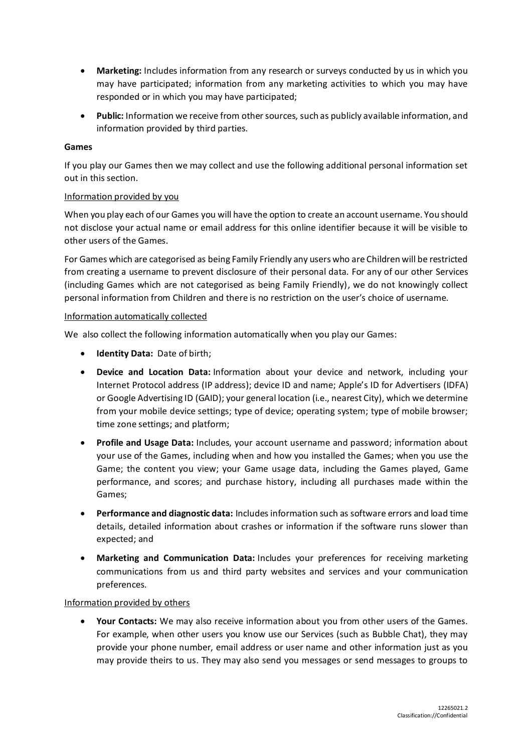- **Marketing:** Includes information from any research or surveys conducted by us in which you may have participated; information from any marketing activities to which you may have responded or in which you may have participated;

- **Public:** Information we receive from other sources, such as publicly available information, and information provided by third parties.

**Games**

If you play our Games then we may collect and use the following additional personal information set out in this section.

<u>Information provided by you</u>

When you play each of our Games you will have the option to create an account username. You should not disclose your actual name or email address for this online identifier because it will be visible to other users of the Games.

For Games which are categorised as being Family Friendly any users who are Children will be restricted from creating a username to prevent disclosure of their personal data. For any of our other Services (including Games which are not categorised as being Family Friendly), we do not knowingly collect personal information from Children and there is no restriction on the user's choice of username.

<u>Information automatically collected</u>

We also collect the following information automatically when you play our Games:

- **Identity Data:** Date of birth;

- **Device and Location Data:** Information about your device and network, including your Internet Protocol address (IP address); device ID and name; Apple's ID for Advertisers (IDFA) or Google Advertising ID (GAID); your general location (i.e., nearest City), which we determine from your mobile device settings; type of device; operating system; type of mobile browser; time zone settings; and platform;

- **Profile and Usage Data:** Includes, your account username and password; information about your use of the Games, including when and how you installed the Games; when you use the Game; the content you view; your Game usage data, including the Games played, Game performance, and scores; and purchase history, including all purchases made within the Games;

- **Performance and diagnostic data:** Includes information such as software errors and load time details, detailed information about crashes or information if the software runs slower than expected; and

- **Marketing and Communication Data:** Includes your preferences for receiving marketing communications from us and third party websites and services and your communication preferences.

<u>Information provided by others</u>

- **Your Contacts:** We may also receive information about you from other users of the Games. For example, when other users you know use our Services (such as Bubble Chat), they may provide your phone number, email address or user name and other information just as you may provide theirs to us. They may also send you messages or send messages to groups to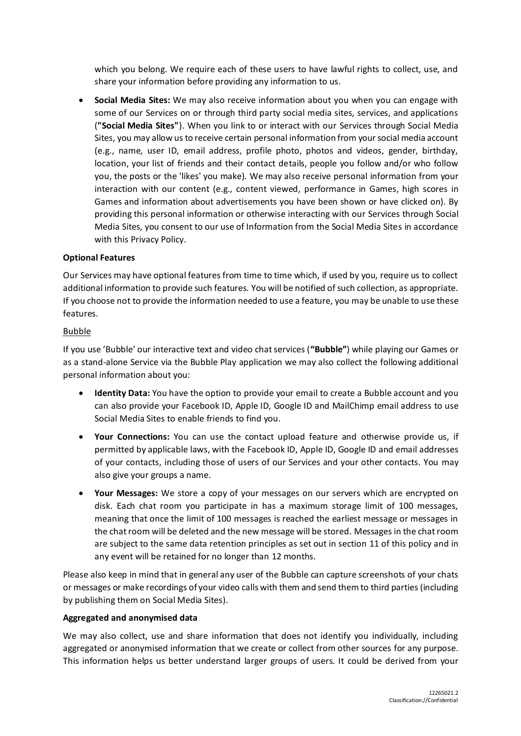which you belong. We require each of these users to have lawful rights to collect, use, and share your information before providing any information to us.

- **Social Media Sites:** We may also receive information about you when you can engage with some of our Services on or through third party social media sites, services, and applications (**"Social Media Sites"**). When you link to or interact with our Services through Social Media Sites, you may allow us to receive certain personal information from your social media account (e.g., name, user ID, email address, profile photo, photos and videos, gender, birthday, location, your list of friends and their contact details, people you follow and/or who follow you, the posts or the 'likes' you make). We may also receive personal information from your interaction with our content (e.g., content viewed, performance in Games, high scores in Games and information about advertisements you have been shown or have clicked on). By providing this personal information or otherwise interacting with our Services through Social Media Sites, you consent to our use of Information from the Social Media Sites in accordance with this Privacy Policy.

**Optional Features**

Our Services may have optional features from time to time which, if used by you, require us to collect additional information to provide such features. You will be notified of such collection, as appropriate. If you choose not to provide the information needed to use a feature, you may be unable to use these features.

<u>Bubble</u>

If you use 'Bubble' our interactive text and video chat services (**"Bubble"**) while playing our Games or as a stand-alone Service via the Bubble Play application we may also collect the following additional personal information about you:

- **Identity Data:** You have the option to provide your email to create a Bubble account and you can also provide your Facebook ID, Apple ID, Google ID and MailChimp email address to use Social Media Sites to enable friends to find you.
- **Your Connections:** You can use the contact upload feature and otherwise provide us, if permitted by applicable laws, with the Facebook ID, Apple ID, Google ID and email addresses of your contacts, including those of users of our Services and your other contacts. You may also give your groups a name.
- **Your Messages:** We store a copy of your messages on our servers which are encrypted on disk. Each chat room you participate in has a maximum storage limit of 100 messages, meaning that once the limit of 100 messages is reached the earliest message or messages in the chat room will be deleted and the new message will be stored. Messages in the chat room are subject to the same data retention principles as set out in section 11 of this policy and in any event will be retained for no longer than 12 months.

Please also keep in mind that in general any user of the Bubble can capture screenshots of your chats or messages or make recordings of your video calls with them and send them to third parties (including by publishing them on Social Media Sites).

**Aggregated and anonymised data**

We may also collect, use and share information that does not identify you individually, including aggregated or anonymised information that we create or collect from other sources for any purpose. This information helps us better understand larger groups of users. It could be derived from your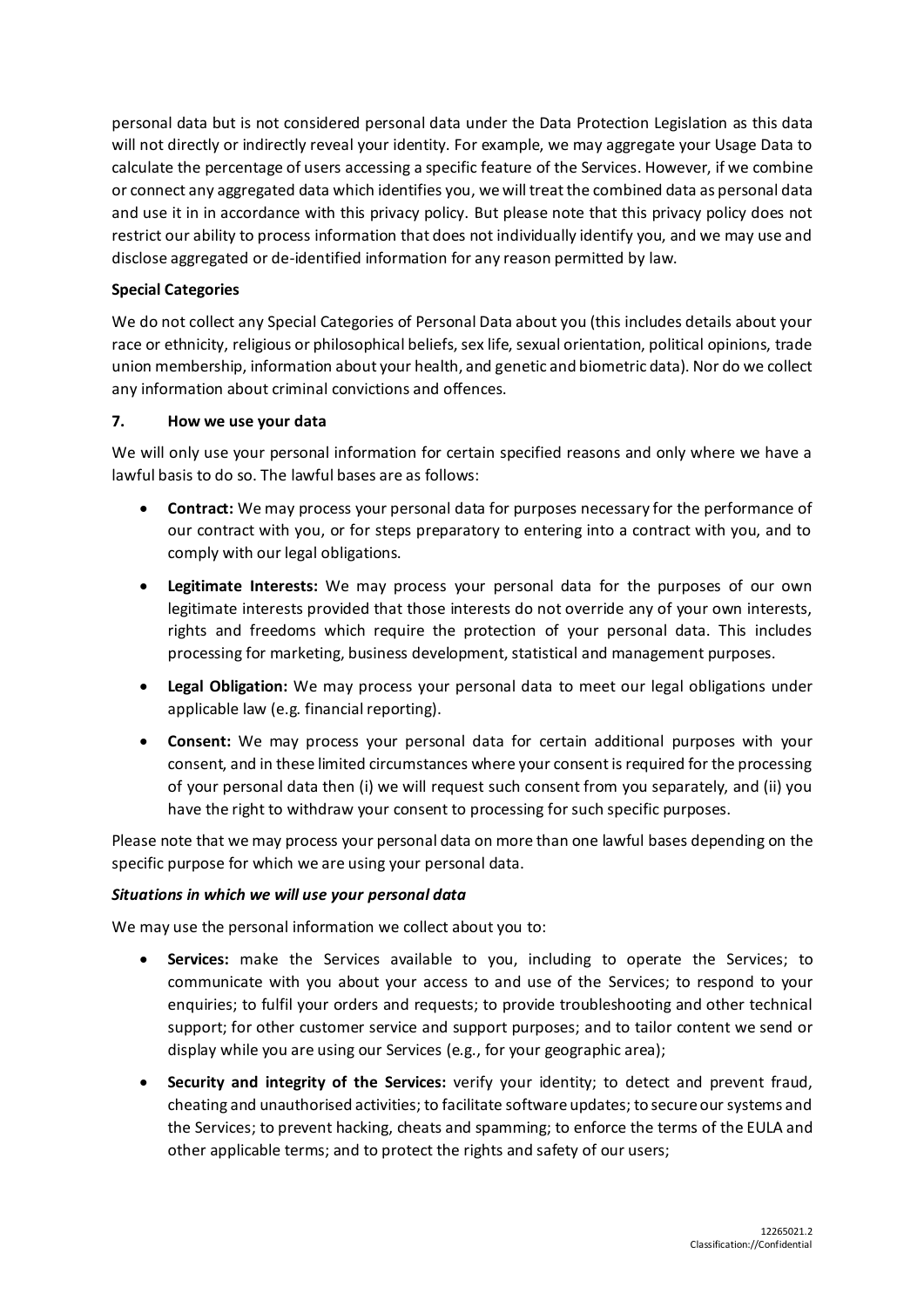personal data but is not considered personal data under the Data Protection Legislation as this data will not directly or indirectly reveal your identity. For example, we may aggregate your Usage Data to calculate the percentage of users accessing a specific feature of the Services. However, if we combine or connect any aggregated data which identifies you, we will treat the combined data as personal data and use it in in accordance with this privacy policy. But please note that this privacy policy does not restrict our ability to process information that does not individually identify you, and we may use and disclose aggregated or de-identified information for any reason permitted by law.

**Special Categories**

We do not collect any Special Categories of Personal Data about you (this includes details about your race or ethnicity, religious or philosophical beliefs, sex life, sexual orientation, political opinions, trade union membership, information about your health, and genetic and biometric data). Nor do we collect any information about criminal convictions and offences.

## 7. How we use your data

We will only use your personal information for certain specified reasons and only where we have a lawful basis to do so. The lawful bases are as follows:

- **Contract:** We may process your personal data for purposes necessary for the performance of our contract with you, or for steps preparatory to entering into a contract with you, and to comply with our legal obligations.
- **Legitimate Interests:** We may process your personal data for the purposes of our own legitimate interests provided that those interests do not override any of your own interests, rights and freedoms which require the protection of your personal data. This includes processing for marketing, business development, statistical and management purposes.
- **Legal Obligation:** We may process your personal data to meet our legal obligations under applicable law (e.g. financial reporting).
- **Consent:** We may process your personal data for certain additional purposes with your consent, and in these limited circumstances where your consent is required for the processing of your personal data then (i) we will request such consent from you separately, and (ii) you have the right to withdraw your consent to processing for such specific purposes.

Please note that we may process your personal data on more than one lawful bases depending on the specific purpose for which we are using your personal data.

***Situations in which we will use your personal data***

We may use the personal information we collect about you to:

- **Services:** make the Services available to you, including to operate the Services; to communicate with you about your access to and use of the Services; to respond to your enquiries; to fulfil your orders and requests; to provide troubleshooting and other technical support; for other customer service and support purposes; and to tailor content we send or display while you are using our Services (e.g., for your geographic area);
- **Security and integrity of the Services:** verify your identity; to detect and prevent fraud, cheating and unauthorised activities; to facilitate software updates; to secure our systems and the Services; to prevent hacking, cheats and spamming; to enforce the terms of the EULA and other applicable terms; and to protect the rights and safety of our users;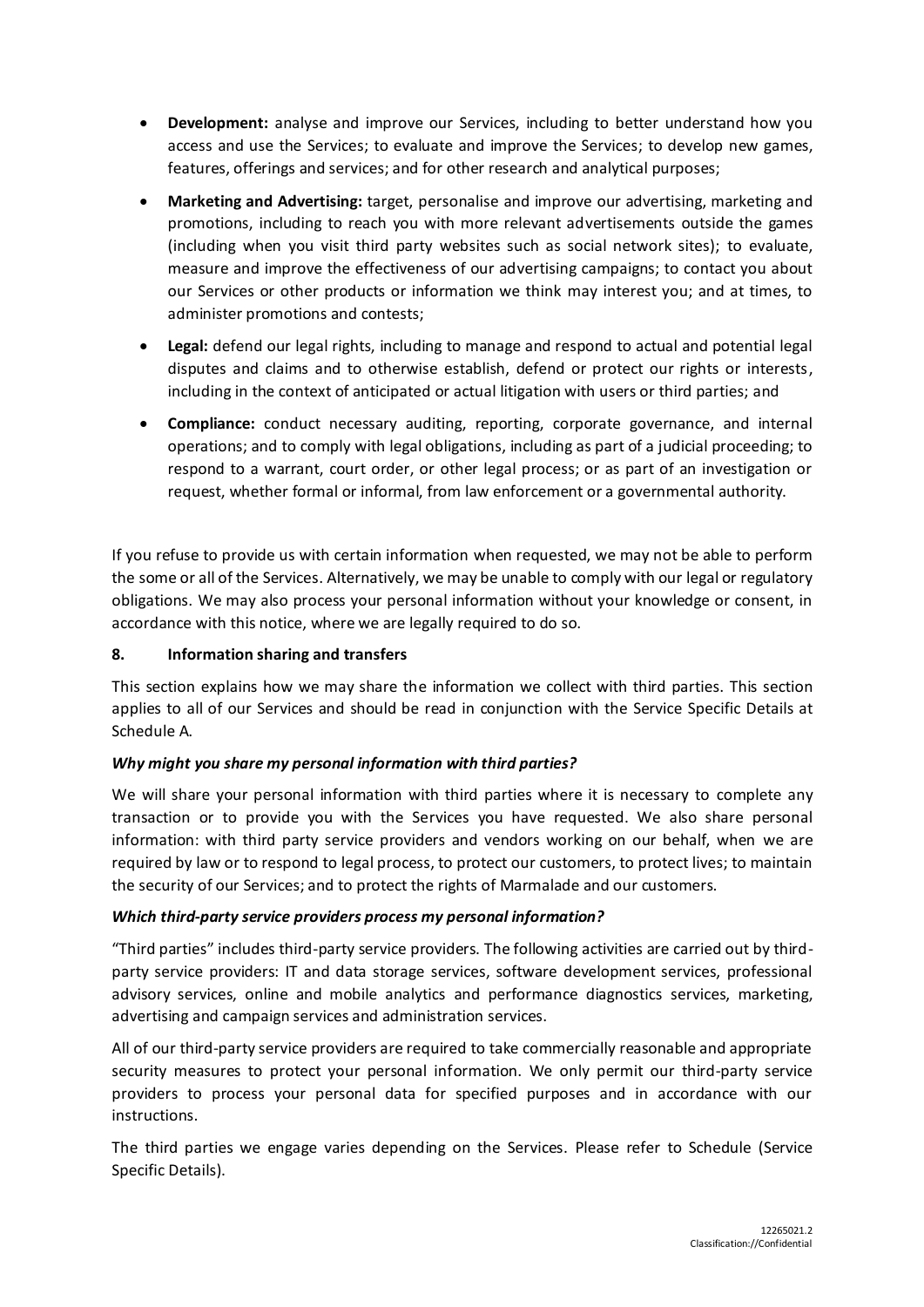- **Development:** analyse and improve our Services, including to better understand how you access and use the Services; to evaluate and improve the Services; to develop new games, features, offerings and services; and for other research and analytical purposes;
- **Marketing and Advertising:** target, personalise and improve our advertising, marketing and promotions, including to reach you with more relevant advertisements outside the games (including when you visit third party websites such as social network sites); to evaluate, measure and improve the effectiveness of our advertising campaigns; to contact you about our Services or other products or information we think may interest you; and at times, to administer promotions and contests;
- **Legal:** defend our legal rights, including to manage and respond to actual and potential legal disputes and claims and to otherwise establish, defend or protect our rights or interests, including in the context of anticipated or actual litigation with users or third parties; and
- **Compliance:** conduct necessary auditing, reporting, corporate governance, and internal operations; and to comply with legal obligations, including as part of a judicial proceeding; to respond to a warrant, court order, or other legal process; or as part of an investigation or request, whether formal or informal, from law enforcement or a governmental authority.

If you refuse to provide us with certain information when requested, we may not be able to perform the some or all of the Services. Alternatively, we may be unable to comply with our legal or regulatory obligations. We may also process your personal information without your knowledge or consent, in accordance with this notice, where we are legally required to do so.

## 8. Information sharing and transfers

This section explains how we may share the information we collect with third parties. This section applies to all of our Services and should be read in conjunction with the Service Specific Details at Schedule A.

***Why might you share my personal information with third parties?***

We will share your personal information with third parties where it is necessary to complete any transaction or to provide you with the Services you have requested. We also share personal information: with third party service providers and vendors working on our behalf, when we are required by law or to respond to legal process, to protect our customers, to protect lives; to maintain the security of our Services; and to protect the rights of Marmalade and our customers.

***Which third-party service providers process my personal information?***

"Third parties" includes third-party service providers. The following activities are carried out by third-party service providers: IT and data storage services, software development services, professional advisory services, online and mobile analytics and performance diagnostics services, marketing, advertising and campaign services and administration services.

All of our third-party service providers are required to take commercially reasonable and appropriate security measures to protect your personal information. We only permit our third-party service providers to process your personal data for specified purposes and in accordance with our instructions.

The third parties we engage varies depending on the Services. Please refer to Schedule (Service Specific Details).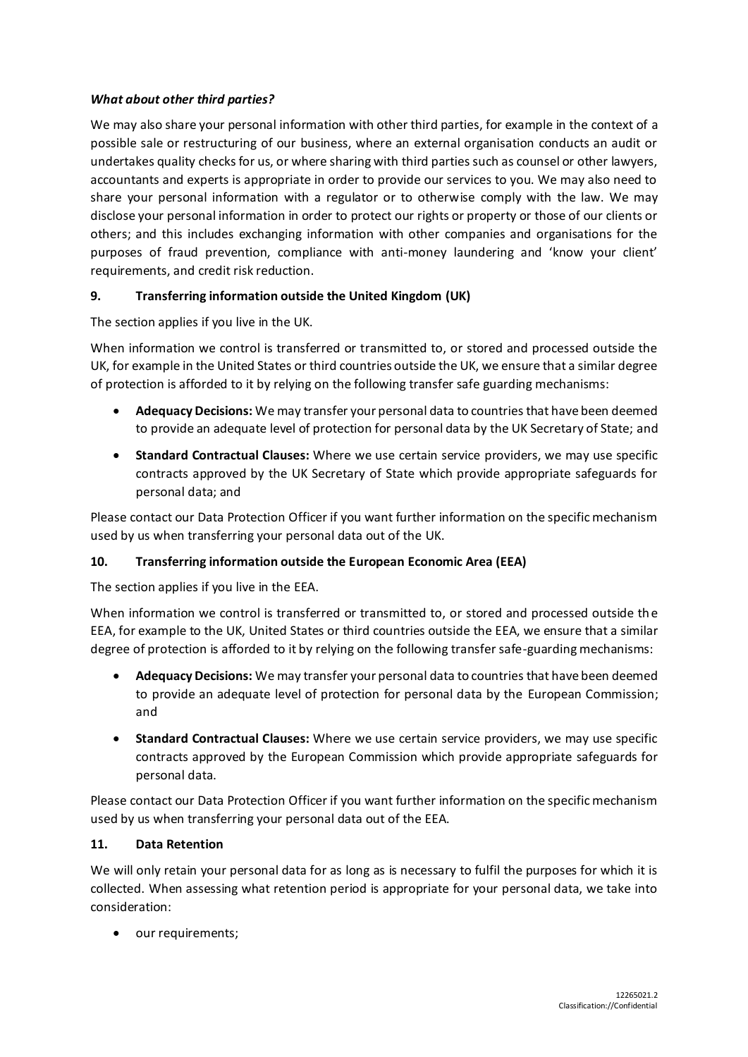***What about other third parties?***

We may also share your personal information with other third parties, for example in the context of a possible sale or restructuring of our business, where an external organisation conducts an audit or undertakes quality checks for us, or where sharing with third parties such as counsel or other lawyers, accountants and experts is appropriate in order to provide our services to you. We may also need to share your personal information with a regulator or to otherwise comply with the law. We may disclose your personal information in order to protect our rights or property or those of our clients or others; and this includes exchanging information with other companies and organisations for the purposes of fraud prevention, compliance with anti-money laundering and 'know your client' requirements, and credit risk reduction.

### 9. Transferring information outside the United Kingdom (UK)

The section applies if you live in the UK.

When information we control is transferred or transmitted to, or stored and processed outside the UK, for example in the United States or third countries outside the UK, we ensure that a similar degree of protection is afforded to it by relying on the following transfer safe guarding mechanisms:

- **Adequacy Decisions:** We may transfer your personal data to countries that have been deemed to provide an adequate level of protection for personal data by the UK Secretary of State; and
- **Standard Contractual Clauses:** Where we use certain service providers, we may use specific contracts approved by the UK Secretary of State which provide appropriate safeguards for personal data; and

Please contact our Data Protection Officer if you want further information on the specific mechanism used by us when transferring your personal data out of the UK.

### 10. Transferring information outside the European Economic Area (EEA)

The section applies if you live in the EEA.

When information we control is transferred or transmitted to, or stored and processed outside the EEA, for example to the UK, United States or third countries outside the EEA, we ensure that a similar degree of protection is afforded to it by relying on the following transfer safe-guarding mechanisms:

- **Adequacy Decisions:** We may transfer your personal data to countries that have been deemed to provide an adequate level of protection for personal data by the European Commission; and
- **Standard Contractual Clauses:** Where we use certain service providers, we may use specific contracts approved by the European Commission which provide appropriate safeguards for personal data.

Please contact our Data Protection Officer if you want further information on the specific mechanism used by us when transferring your personal data out of the EEA.

### 11. Data Retention

We will only retain your personal data for as long as is necessary to fulfil the purposes for which it is collected. When assessing what retention period is appropriate for your personal data, we take into consideration:

- our requirements;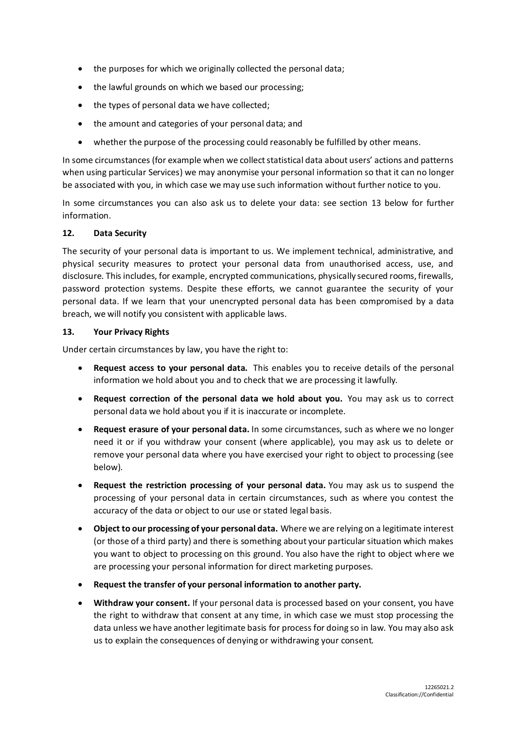- the purposes for which we originally collected the personal data;
- the lawful grounds on which we based our processing;
- the types of personal data we have collected;
- the amount and categories of your personal data; and
- whether the purpose of the processing could reasonably be fulfilled by other means.

In some circumstances (for example when we collect statistical data about users' actions and patterns when using particular Services) we may anonymise your personal information so that it can no longer be associated with you, in which case we may use such information without further notice to you.

In some circumstances you can also ask us to delete your data: see section 13 below for further information.

**12. Data Security**

The security of your personal data is important to us. We implement technical, administrative, and physical security measures to protect your personal data from unauthorised access, use, and disclosure. This includes, for example, encrypted communications, physically secured rooms, firewalls, password protection systems. Despite these efforts, we cannot guarantee the security of your personal data. If we learn that your unencrypted personal data has been compromised by a data breach, we will notify you consistent with applicable laws.

**13. Your Privacy Rights**

Under certain circumstances by law, you have the right to:

- **Request access to your personal data.** This enables you to receive details of the personal information we hold about you and to check that we are processing it lawfully.
- **Request correction of the personal data we hold about you.** You may ask us to correct personal data we hold about you if it is inaccurate or incomplete.
- **Request erasure of your personal data.** In some circumstances, such as where we no longer need it or if you withdraw your consent (where applicable), you may ask us to delete or remove your personal data where you have exercised your right to object to processing (see below).
- **Request the restriction processing of your personal data.** You may ask us to suspend the processing of your personal data in certain circumstances, such as where you contest the accuracy of the data or object to our use or stated legal basis.
- **Object to our processing of your personal data.** Where we are relying on a legitimate interest (or those of a third party) and there is something about your particular situation which makes you want to object to processing on this ground. You also have the right to object where we are processing your personal information for direct marketing purposes.
- **Request the transfer of your personal information to another party.**
- **Withdraw your consent.** If your personal data is processed based on your consent, you have the right to withdraw that consent at any time, in which case we must stop processing the data unless we have another legitimate basis for process for doing so in law. You may also ask us to explain the consequences of denying or withdrawing your consent.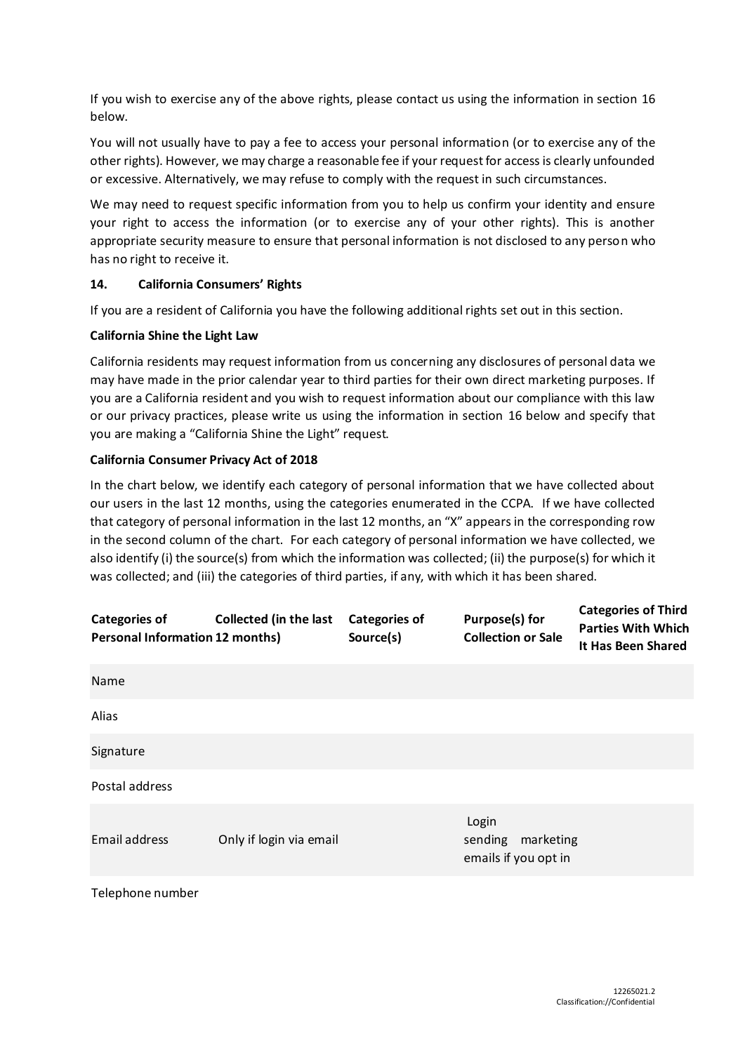If you wish to exercise any of the above rights, please contact us using the information in section 16 below.

You will not usually have to pay a fee to access your personal information (or to exercise any of the other rights). However, we may charge a reasonable fee if your request for access is clearly unfounded or excessive. Alternatively, we may refuse to comply with the request in such circumstances.

We may need to request specific information from you to help us confirm your identity and ensure your right to access the information (or to exercise any of your other rights). This is another appropriate security measure to ensure that personal information is not disclosed to any person who has no right to receive it.

## 14. California Consumers' Rights

If you are a resident of California you have the following additional rights set out in this section.

**California Shine the Light Law**

California residents may request information from us concerning any disclosures of personal data we may have made in the prior calendar year to third parties for their own direct marketing purposes. If you are a California resident and you wish to request information about our compliance with this law or our privacy practices, please write us using the information in section 16 below and specify that you are making a "California Shine the Light" request.

**California Consumer Privacy Act of 2018**

In the chart below, we identify each category of personal information that we have collected about our users in the last 12 months, using the categories enumerated in the CCPA. If we have collected that category of personal information in the last 12 months, an "X" appears in the corresponding row in the second column of the chart. For each category of personal information we have collected, we also identify (i) the source(s) from which the information was collected; (ii) the purpose(s) for which it was collected; and (iii) the categories of third parties, if any, with which it has been shared.

| Categories of Personal Information | Collected (in the last 12 months) | Categories of Source(s) | Purpose(s) for Collection or Sale | Categories of Third Parties With Which It Has Been Shared |
|---|---|---|---|---|
| Name | | | | |
| Alias | | | | |
| Signature | | | | |
| Postal address | | | | |
| Email address | Only if login via email | | Login<br>sending marketing emails if you opt in | |
| Telephone number | | | | |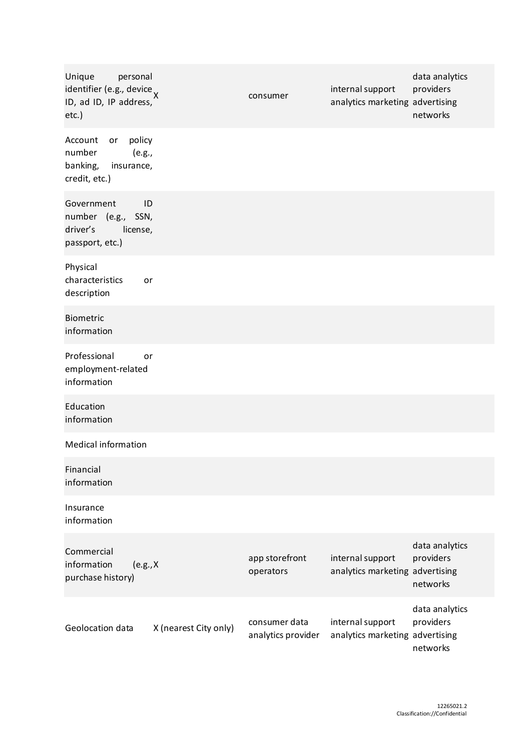| | | | | |
|---|---|---|---|---|
| Unique personal identifier (e.g., device ID, ad ID, IP address, etc.) | X | consumer | internal support analytics marketing | data analytics providers advertising networks |
| Account or policy number (e.g., banking, insurance, credit, etc.) | | | | |
| Government ID number (e.g., SSN, driver's license, passport, etc.) | | | | |
| Physical characteristics or description | | | | |
| Biometric information | | | | |
| Professional or employment-related information | | | | |
| Education information | | | | |
| Medical information | | | | |
| Financial information | | | | |
| Insurance information | | | | |
| Commercial information (e.g., purchase history) | X | app storefront operators | internal support analytics marketing | data analytics providers advertising networks |
| Geolocation data | X (nearest City only) | consumer data analytics provider | internal support analytics marketing | data analytics providers advertising networks |

12265021.2
Classification://Confidential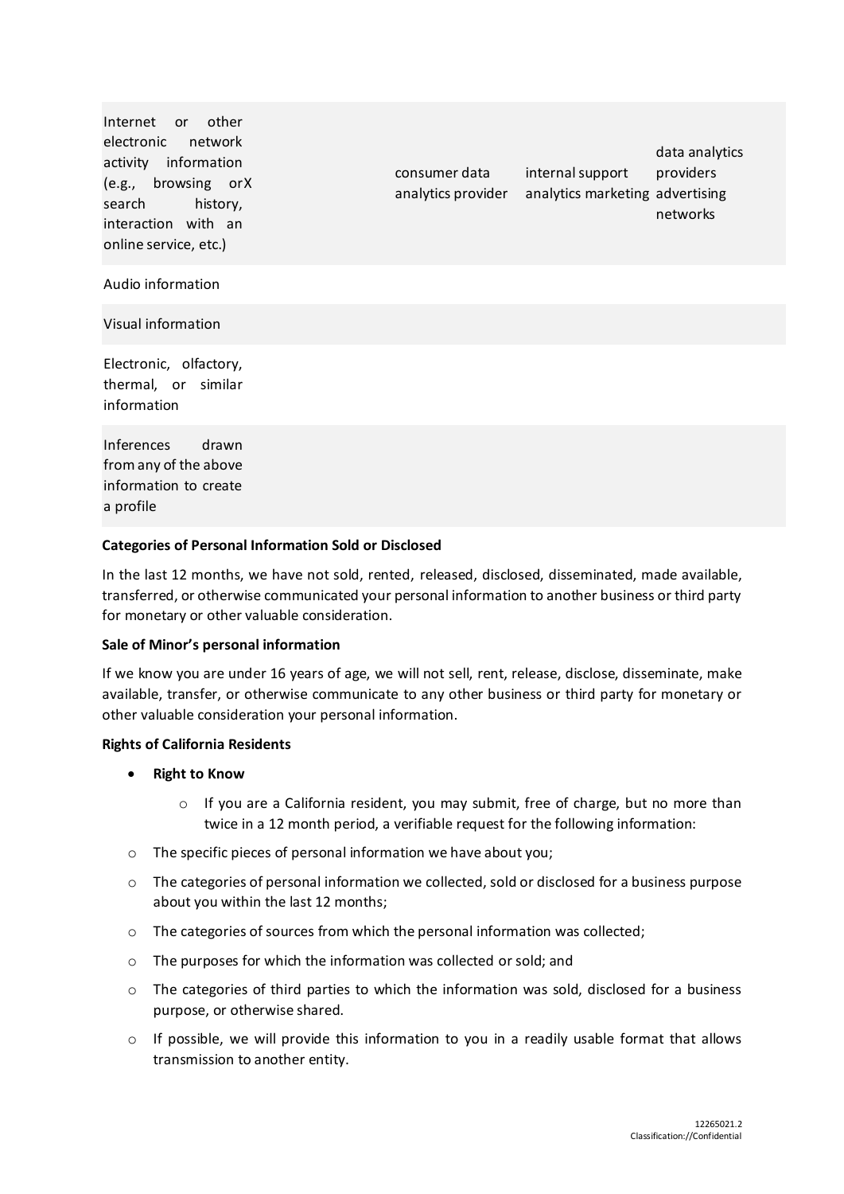| | | | |
|---|---|---|---|
| Internet or other electronic network activity information (e.g., browsing orX search history, interaction with an online service, etc.) | consumer data analytics provider | internal support analytics marketing | data analytics providers advertising networks |
| Audio information | | | |
| Visual information | | | |
| Electronic, olfactory, thermal, or similar information | | | |
| Inferences drawn from any of the above information to create a profile | | | |

**Categories of Personal Information Sold or Disclosed**

In the last 12 months, we have not sold, rented, released, disclosed, disseminated, made available, transferred, or otherwise communicated your personal information to another business or third party for monetary or other valuable consideration.

**Sale of Minor's personal information**

If we know you are under 16 years of age, we will not sell, rent, release, disclose, disseminate, make available, transfer, or otherwise communicate to any other business or third party for monetary or other valuable consideration your personal information.

**Rights of California Residents**

- **Right to Know**
    - If you are a California resident, you may submit, free of charge, but no more than twice in a 12 month period, a verifiable request for the following information:
- The specific pieces of personal information we have about you;
- The categories of personal information we collected, sold or disclosed for a business purpose about you within the last 12 months;
- The categories of sources from which the personal information was collected;
- The purposes for which the information was collected or sold; and
- The categories of third parties to which the information was sold, disclosed for a business purpose, or otherwise shared.
- If possible, we will provide this information to you in a readily usable format that allows transmission to another entity.

12265021.2
Classification://Confidential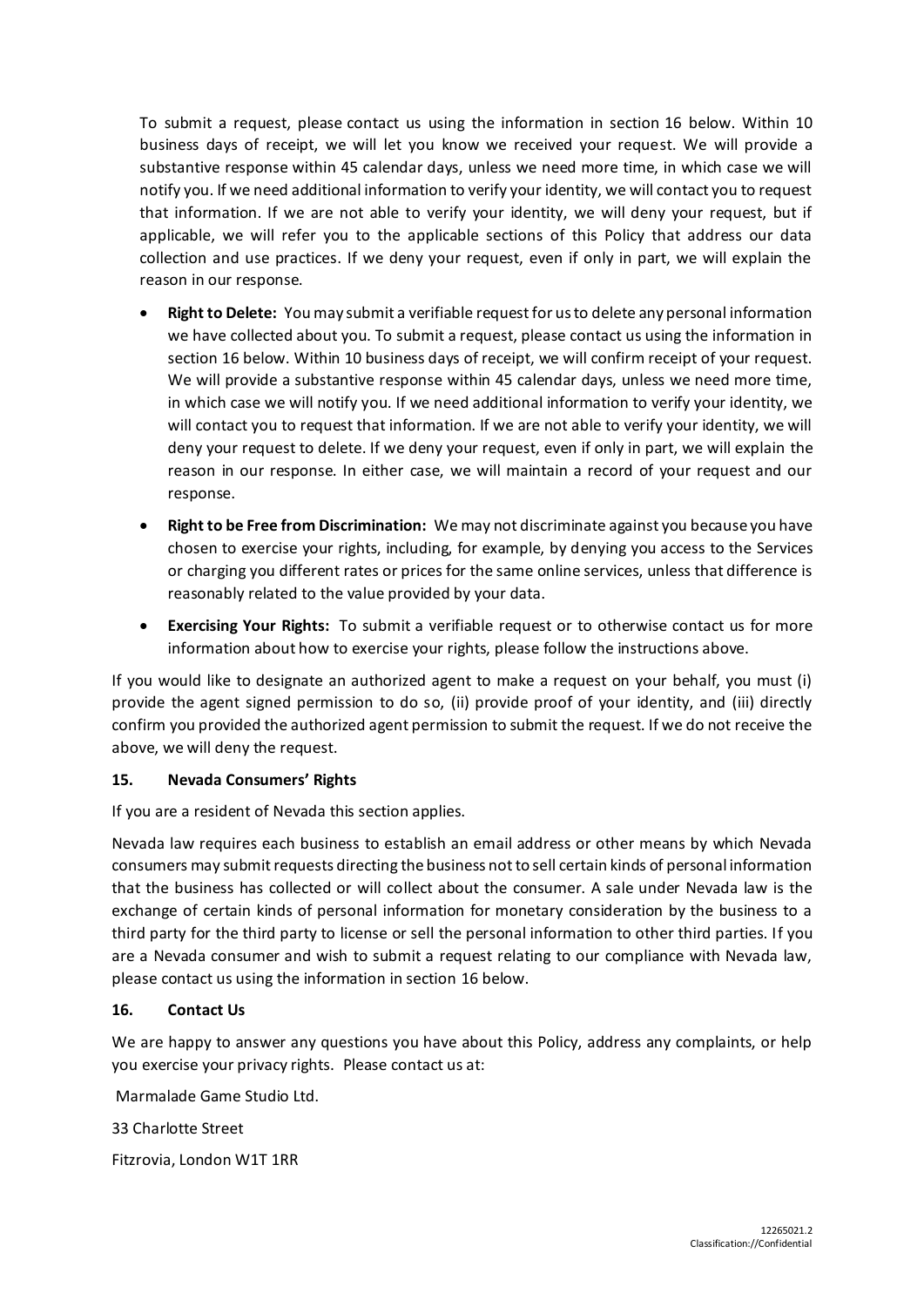To submit a request, please contact us using the information in section 16 below. Within 10 business days of receipt, we will let you know we received your request. We will provide a substantive response within 45 calendar days, unless we need more time, in which case we will notify you. If we need additional information to verify your identity, we will contact you to request that information. If we are not able to verify your identity, we will deny your request, but if applicable, we will refer you to the applicable sections of this Policy that address our data collection and use practices. If we deny your request, even if only in part, we will explain the reason in our response.

- **Right to Delete:** You may submit a verifiable request for us to delete any personal information we have collected about you. To submit a request, please contact us using the information in section 16 below. Within 10 business days of receipt, we will confirm receipt of your request. We will provide a substantive response within 45 calendar days, unless we need more time, in which case we will notify you. If we need additional information to verify your identity, we will contact you to request that information. If we are not able to verify your identity, we will deny your request to delete. If we deny your request, even if only in part, we will explain the reason in our response. In either case, we will maintain a record of your request and our response.
- **Right to be Free from Discrimination:** We may not discriminate against you because you have chosen to exercise your rights, including, for example, by denying you access to the Services or charging you different rates or prices for the same online services, unless that difference is reasonably related to the value provided by your data.
- **Exercising Your Rights:** To submit a verifiable request or to otherwise contact us for more information about how to exercise your rights, please follow the instructions above.

If you would like to designate an authorized agent to make a request on your behalf, you must (i) provide the agent signed permission to do so, (ii) provide proof of your identity, and (iii) directly confirm you provided the authorized agent permission to submit the request. If we do not receive the above, we will deny the request.

**15. Nevada Consumers' Rights**

If you are a resident of Nevada this section applies.

Nevada law requires each business to establish an email address or other means by which Nevada consumers may submit requests directing the business not to sell certain kinds of personal information that the business has collected or will collect about the consumer. A sale under Nevada law is the exchange of certain kinds of personal information for monetary consideration by the business to a third party for the third party to license or sell the personal information to other third parties. If you are a Nevada consumer and wish to submit a request relating to our compliance with Nevada law, please contact us using the information in section 16 below.

**16. Contact Us**

We are happy to answer any questions you have about this Policy, address any complaints, or help you exercise your privacy rights. Please contact us at:

Marmalade Game Studio Ltd.

33 Charlotte Street

Fitzrovia, London W1T 1RR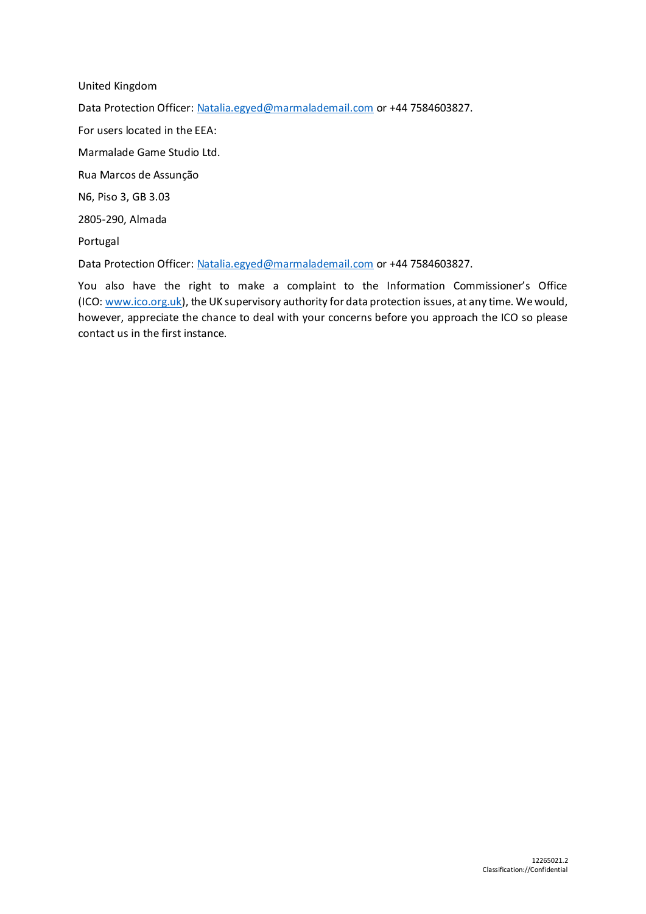United Kingdom

Data Protection Officer: [Natalia.egyed@marmalademail.com](mailto:Natalia.egyed@marmalademail.com) or +44 7584603827.

For users located in the EEA:

Marmalade Game Studio Ltd.

Rua Marcos de Assunção

N6, Piso 3, GB 3.03

2805-290, Almada

Portugal

Data Protection Officer: [Natalia.egyed@marmalademail.com](mailto:Natalia.egyed@marmalademail.com) or +44 7584603827.

You also have the right to make a complaint to the Information Commissioner's Office (ICO: [www.ico.org.uk](http://www.ico.org.uk)), the UK supervisory authority for data protection issues, at any time. We would, however, appreciate the chance to deal with your concerns before you approach the ICO so please contact us in the first instance.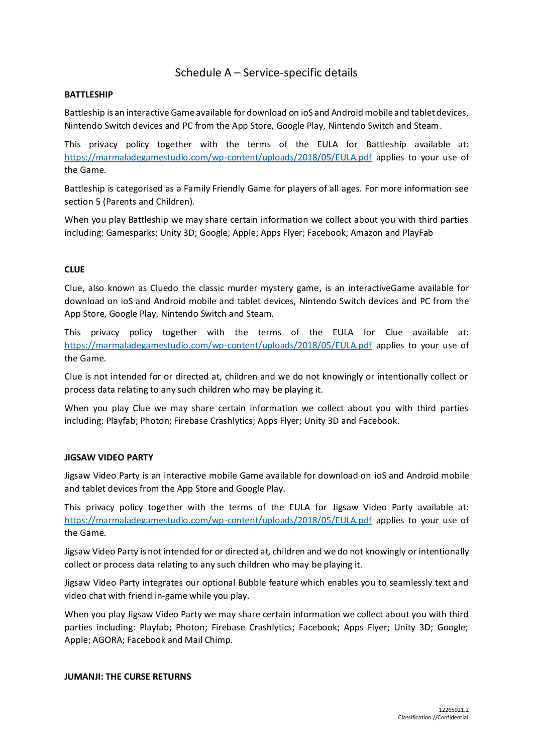# Schedule A – Service-specific details

**BATTLESHIP**

Battleship is an interactive Game available for download on ioS and Android mobile and tablet devices, Nintendo Switch devices and PC from the App Store, Google Play, Nintendo Switch and Steam.

This privacy policy together with the terms of the EULA for Battleship available at: https://marmaladegamestudio.com/wp-content/uploads/2018/05/EULA.pdf applies to your use of the Game.

Battleship is categorised as a Family Friendly Game for players of all ages. For more information see section 5 (Parents and Children).

When you play Battleship we may share certain information we collect about you with third parties including: Gamesparks; Unity 3D; Google; Apple; Apps Flyer; Facebook; Amazon and PlayFab

**CLUE**

Clue, also known as Cluedo the classic murder mystery game, is an interactiveGame available for download on ioS and Android mobile and tablet devices, Nintendo Switch devices and PC from the App Store, Google Play, Nintendo Switch and Steam.

This privacy policy together with the terms of the EULA for Clue available at: https://marmaladegamestudio.com/wp-content/uploads/2018/05/EULA.pdf applies to your use of the Game.

Clue is not intended for or directed at, children and we do not knowingly or intentionally collect or process data relating to any such children who may be playing it.

When you play Clue we may share certain information we collect about you with third parties including: Playfab; Photon; Firebase Crashlytics; Apps Flyer; Unity 3D and Facebook.

**JIGSAW VIDEO PARTY**

Jigsaw Video Party is an interactive mobile Game available for download on ioS and Android mobile and tablet devices from the App Store and Google Play.

This privacy policy together with the terms of the EULA for Jigsaw Video Party available at: https://marmaladegamestudio.com/wp-content/uploads/2018/05/EULA.pdf applies to your use of the Game.

Jigsaw Video Party is not intended for or directed at, children and we do not knowingly or intentionally collect or process data relating to any such children who may be playing it.

Jigsaw Video Party integrates our optional Bubble feature which enables you to seamlessly text and video chat with friend in-game while you play.

When you play Jigsaw Video Party we may share certain information we collect about you with third parties including: Playfab; Photon; Firebase Crashlytics; Facebook; Apps Flyer; Unity 3D; Google; Apple; AGORA; Facebook and Mail Chimp.

**JUMANJI: THE CURSE RETURNS**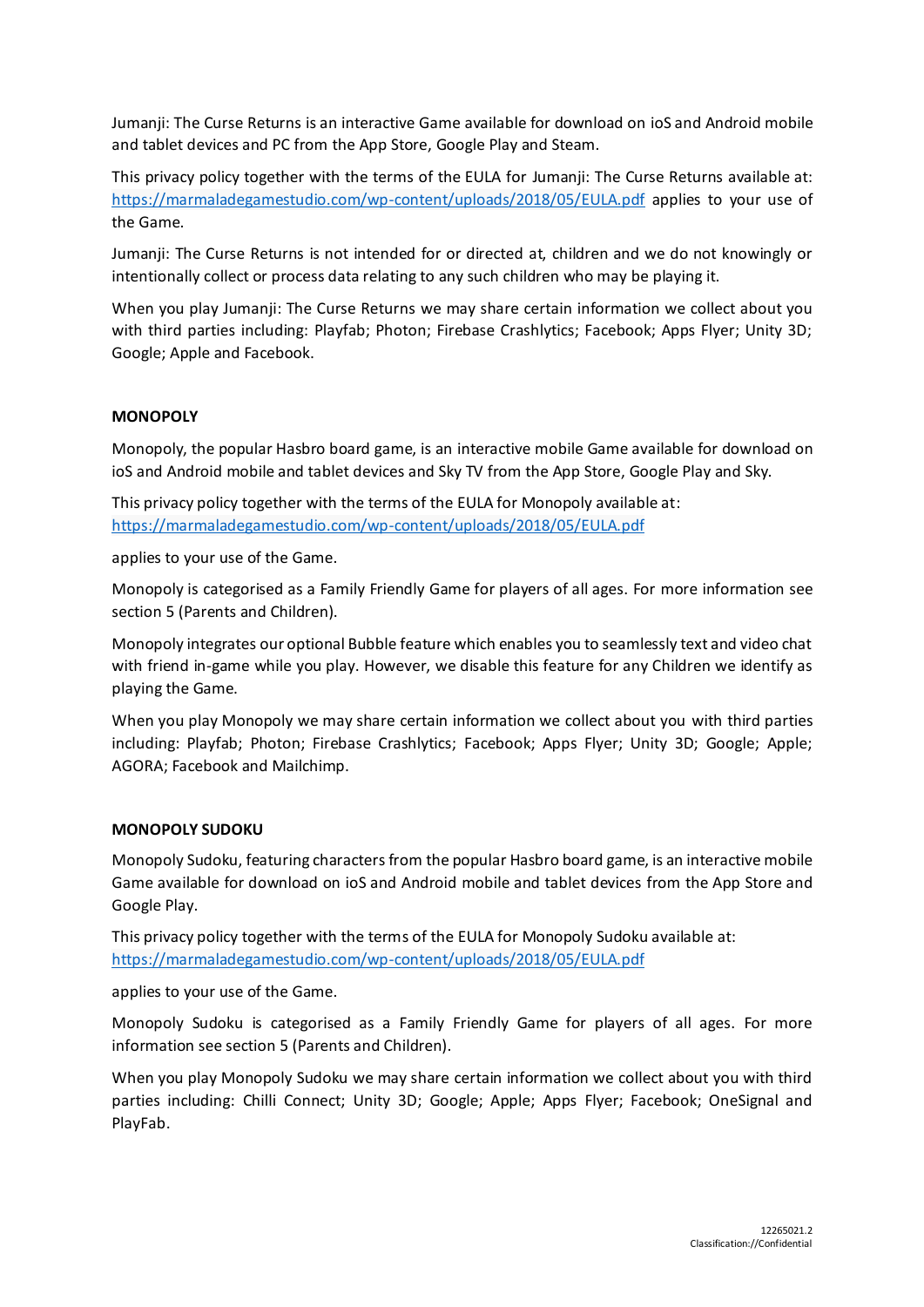Jumanji: The Curse Returns is an interactive Game available for download on ioS and Android mobile and tablet devices and PC from the App Store, Google Play and Steam.

This privacy policy together with the terms of the EULA for Jumanji: The Curse Returns available at: [https://marmaladegamestudio.com/wp-content/uploads/2018/05/EULA.pdf](https://marmaladegamestudio.com/wp-content/uploads/2018/05/EULA.pdf) applies to your use of the Game.

Jumanji: The Curse Returns is not intended for or directed at, children and we do not knowingly or intentionally collect or process data relating to any such children who may be playing it.

When you play Jumanji: The Curse Returns we may share certain information we collect about you with third parties including: Playfab; Photon; Firebase Crashlytics; Facebook; Apps Flyer; Unity 3D; Google; Apple and Facebook.

**MONOPOLY**

Monopoly, the popular Hasbro board game, is an interactive mobile Game available for download on ioS and Android mobile and tablet devices and Sky TV from the App Store, Google Play and Sky.

This privacy policy together with the terms of the EULA for Monopoly available at:
[https://marmaladegamestudio.com/wp-content/uploads/2018/05/EULA.pdf](https://marmaladegamestudio.com/wp-content/uploads/2018/05/EULA.pdf)

applies to your use of the Game.

Monopoly is categorised as a Family Friendly Game for players of all ages. For more information see section 5 (Parents and Children).

Monopoly integrates our optional Bubble feature which enables you to seamlessly text and video chat with friend in-game while you play. However, we disable this feature for any Children we identify as playing the Game.

When you play Monopoly we may share certain information we collect about you with third parties including: Playfab; Photon; Firebase Crashlytics; Facebook; Apps Flyer; Unity 3D; Google; Apple; AGORA; Facebook and Mailchimp.

**MONOPOLY SUDOKU**

Monopoly Sudoku, featuring characters from the popular Hasbro board game, is an interactive mobile Game available for download on ioS and Android mobile and tablet devices from the App Store and Google Play.

This privacy policy together with the terms of the EULA for Monopoly Sudoku available at:
[https://marmaladegamestudio.com/wp-content/uploads/2018/05/EULA.pdf](https://marmaladegamestudio.com/wp-content/uploads/2018/05/EULA.pdf)

applies to your use of the Game.

Monopoly Sudoku is categorised as a Family Friendly Game for players of all ages. For more information see section 5 (Parents and Children).

When you play Monopoly Sudoku we may share certain information we collect about you with third parties including: Chilli Connect; Unity 3D; Google; Apple; Apps Flyer; Facebook; OneSignal and PlayFab.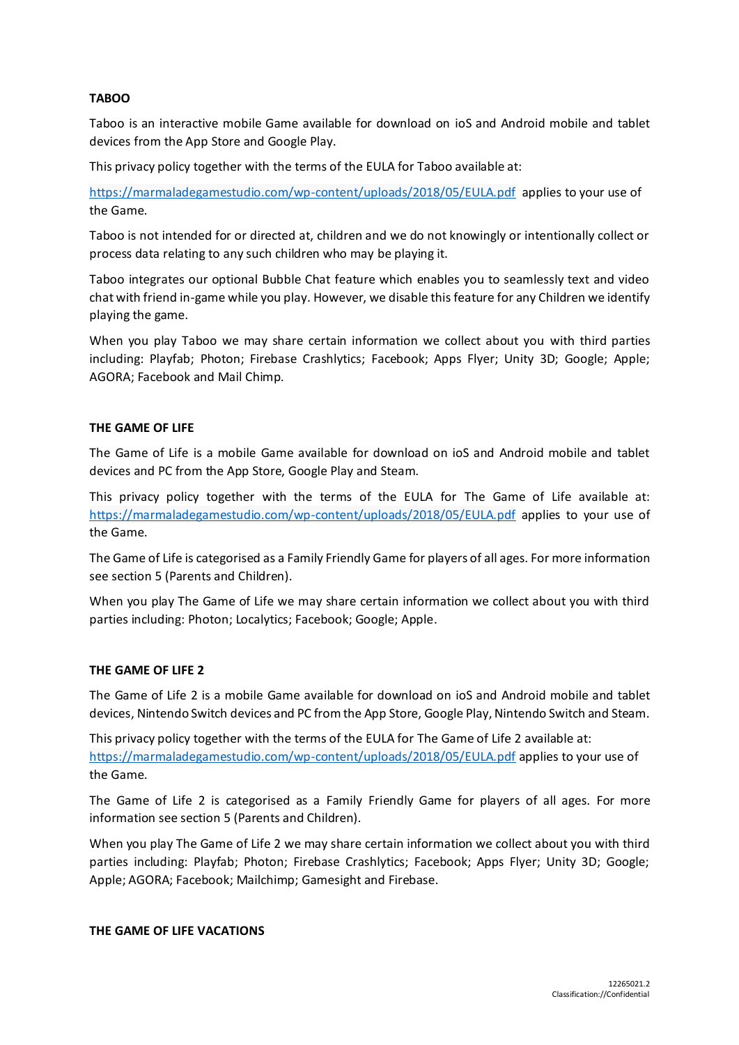**TABOO**

Taboo is an interactive mobile Game available for download on ioS and Android mobile and tablet devices from the App Store and Google Play.

This privacy policy together with the terms of the EULA for Taboo available at:

https://marmaladegamestudio.com/wp-content/uploads/2018/05/EULA.pdf applies to your use of the Game.

Taboo is not intended for or directed at, children and we do not knowingly or intentionally collect or process data relating to any such children who may be playing it.

Taboo integrates our optional Bubble Chat feature which enables you to seamlessly text and video chat with friend in-game while you play. However, we disable this feature for any Children we identify playing the game.

When you play Taboo we may share certain information we collect about you with third parties including: Playfab; Photon; Firebase Crashlytics; Facebook; Apps Flyer; Unity 3D; Google; Apple; AGORA; Facebook and Mail Chimp.

**THE GAME OF LIFE**

The Game of Life is a mobile Game available for download on ioS and Android mobile and tablet devices and PC from the App Store, Google Play and Steam.

This privacy policy together with the terms of the EULA for The Game of Life available at: https://marmaladegamestudio.com/wp-content/uploads/2018/05/EULA.pdf applies to your use of the Game.

The Game of Life is categorised as a Family Friendly Game for players of all ages. For more information see section 5 (Parents and Children).

When you play The Game of Life we may share certain information we collect about you with third parties including: Photon; Localytics; Facebook; Google; Apple.

**THE GAME OF LIFE 2**

The Game of Life 2 is a mobile Game available for download on ioS and Android mobile and tablet devices, Nintendo Switch devices and PC from the App Store, Google Play, Nintendo Switch and Steam.

This privacy policy together with the terms of the EULA for The Game of Life 2 available at:
https://marmaladegamestudio.com/wp-content/uploads/2018/05/EULA.pdf applies to your use of the Game.

The Game of Life 2 is categorised as a Family Friendly Game for players of all ages. For more information see section 5 (Parents and Children).

When you play The Game of Life 2 we may share certain information we collect about you with third parties including: Playfab; Photon; Firebase Crashlytics; Facebook; Apps Flyer; Unity 3D; Google; Apple; AGORA; Facebook; Mailchimp; Gamesight and Firebase.

**THE GAME OF LIFE VACATIONS**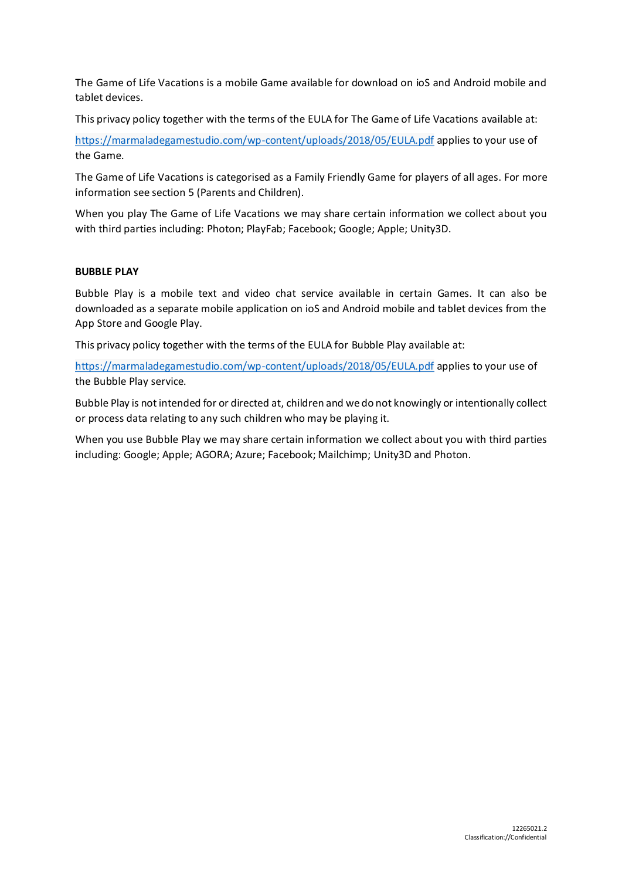The Game of Life Vacations is a mobile Game available for download on ioS and Android mobile and tablet devices.

This privacy policy together with the terms of the EULA for The Game of Life Vacations available at:

https://marmaladegamestudio.com/wp-content/uploads/2018/05/EULA.pdf applies to your use of the Game.

The Game of Life Vacations is categorised as a Family Friendly Game for players of all ages. For more information see section 5 (Parents and Children).

When you play The Game of Life Vacations we may share certain information we collect about you with third parties including: Photon; PlayFab; Facebook; Google; Apple; Unity3D.

**BUBBLE PLAY**

Bubble Play is a mobile text and video chat service available in certain Games. It can also be downloaded as a separate mobile application on ioS and Android mobile and tablet devices from the App Store and Google Play.

This privacy policy together with the terms of the EULA for Bubble Play available at:

https://marmaladegamestudio.com/wp-content/uploads/2018/05/EULA.pdf applies to your use of the Bubble Play service.

Bubble Play is not intended for or directed at, children and we do not knowingly or intentionally collect or process data relating to any such children who may be playing it.

When you use Bubble Play we may share certain information we collect about you with third parties including: Google; Apple; AGORA; Azure; Facebook; Mailchimp; Unity3D and Photon.

12265021.2
Classification://Confidential